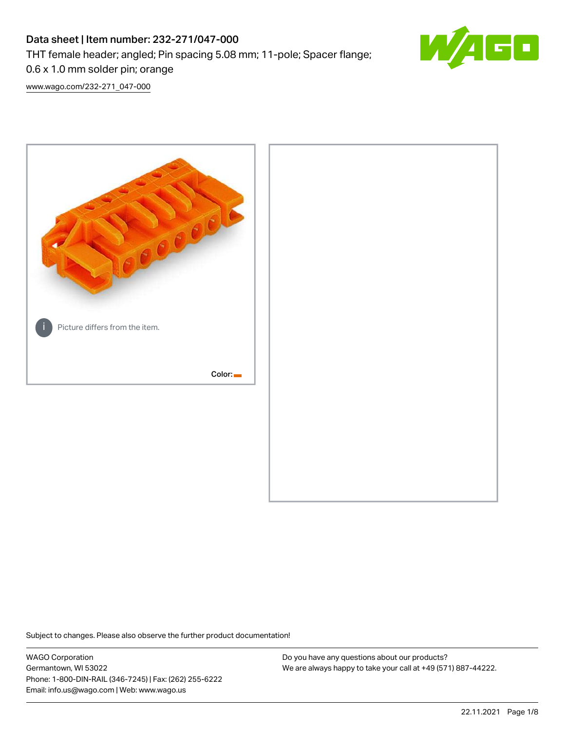# Data sheet | Item number: 232-271/047-000

THT female header; angled; Pin spacing 5.08 mm; 11-pole; Spacer flange; 0.6 x 1.0 mm solder pin; orange

www.wago.com/232-271_047-000

Picture differs from the item.

Color:

Subject to changes. Please also observe the further product documentation!

WAGO Corporation
Germantown, WI 53022
Phone: 1-800-DIN-RAIL (346-7245) | Fax: (262) 255-6222
Email: info.us@wago.com | Web: www.wago.us

Do you have any questions about our products?
We are always happy to take your call at +49 (571) 887-44222.

22.11.2021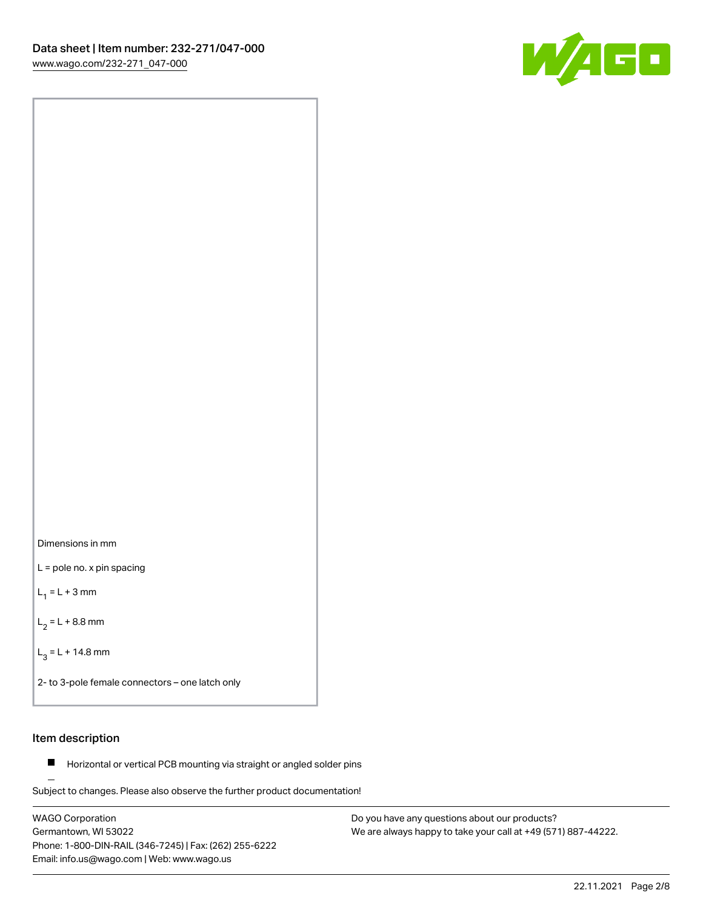Dimensions in mm

L = pole no. x pin spacing

$L_1$ = L + 3 mm

$L_2$ = L + 8.8 mm

$L_3$ = L + 14.8 mm

2- to 3-pole female connectors – one latch only

## Item description

- Horizontal or vertical PCB mounting via straight or angled solder pins

Subject to changes. Please also observe the further product documentation!

WAGO Corporation
Germantown, WI 53022
Phone: 1-800-DIN-RAIL (346-7245) | Fax: (262) 255-6222
Email: info.us@wago.com | Web: www.wago.us

Do you have any questions about our products?
We are always happy to take your call at +49 (571) 887-44222.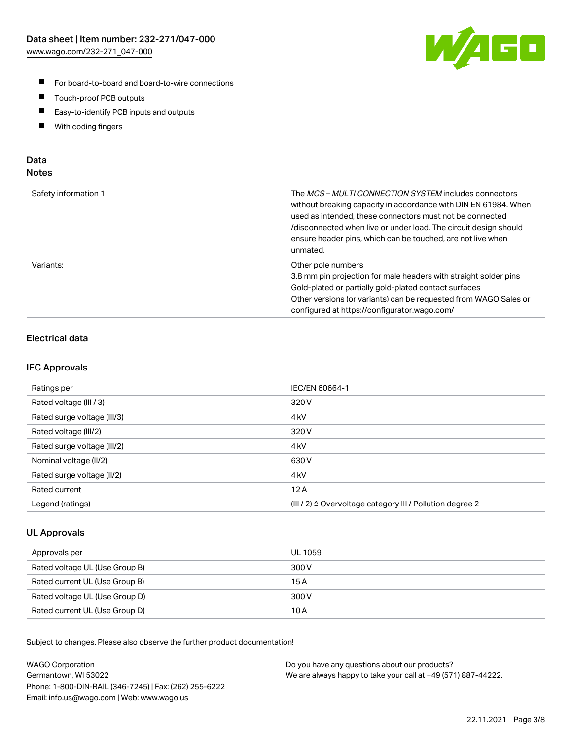- For board-to-board and board-to-wire connections
- Touch-proof PCB outputs
- Easy-to-identify PCB inputs and outputs
- With coding fingers

## Data
### Notes

| | |
|---|---|
| Safety information 1 | The *MCS – MULTI CONNECTION SYSTEM* includes connectors without breaking capacity in accordance with DIN EN 61984. When used as intended, these connectors must not be connected /disconnected when live or under load. The circuit design should ensure header pins, which can be touched, are not live when unmated. |
| Variants: | Other pole numbers<br>3.8 mm pin projection for male headers with straight solder pins<br>Gold-plated or partially gold-plated contact surfaces<br>Other versions (or variants) can be requested from WAGO Sales or configured at https://configurator.wago.com/ |

### Electrical data

### IEC Approvals

| | |
|---|---|
| Ratings per | IEC/EN 60664-1 |
| Rated voltage (III / 3) | 320 V |
| Rated surge voltage (III/3) | 4 kV |
| Rated voltage (III/2) | 320 V |
| Rated surge voltage (III/2) | 4 kV |
| Nominal voltage (II/2) | 630 V |
| Rated surge voltage (II/2) | 4 kV |
| Rated current | 12 A |
| Legend (ratings) | (III / 2) ≙ Overvoltage category III / Pollution degree 2 |

### UL Approvals

| | |
|---|---|
| Approvals per | UL 1059 |
| Rated voltage UL (Use Group B) | 300 V |
| Rated current UL (Use Group B) | 15 A |
| Rated voltage UL (Use Group D) | 300 V |
| Rated current UL (Use Group D) | 10 A |

Subject to changes. Please also observe the further product documentation!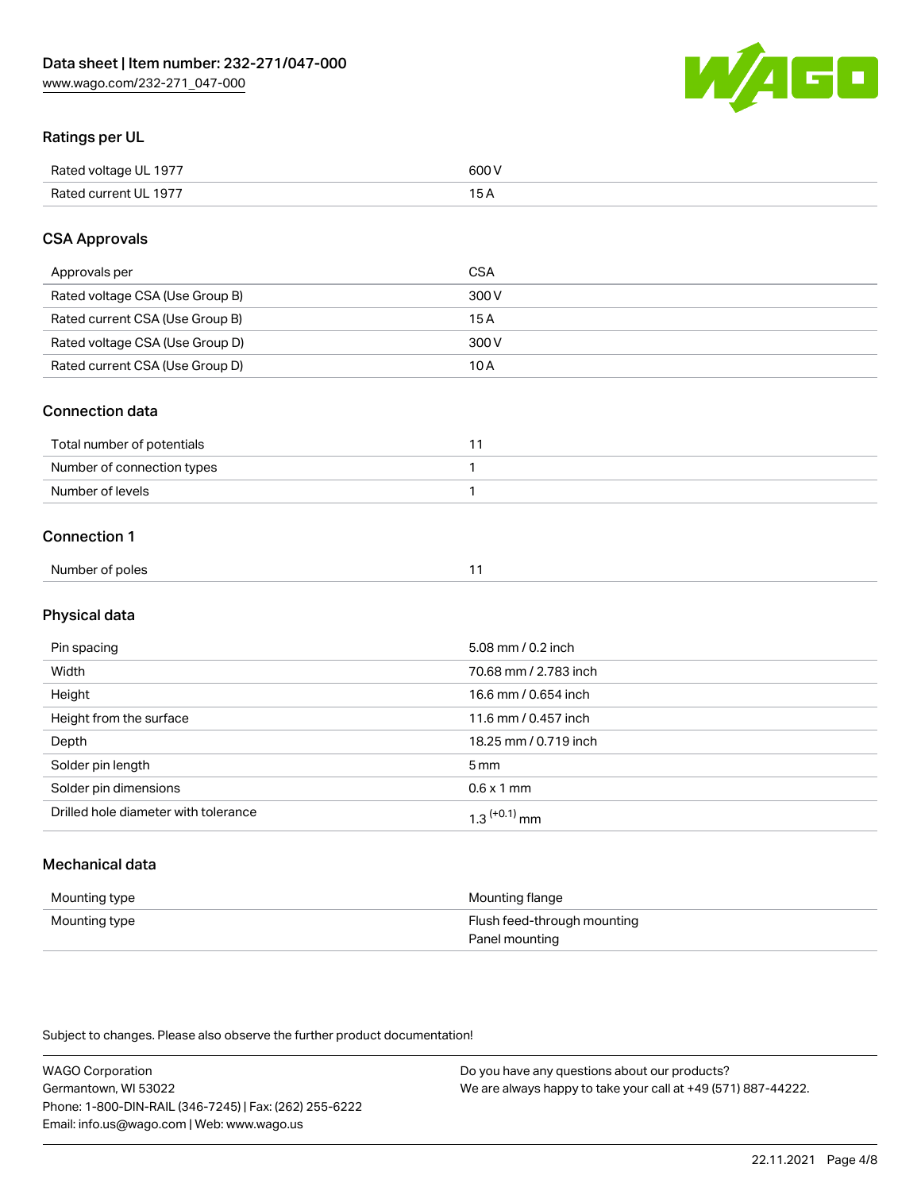## Ratings per UL

| | |
|---|---|
| Rated voltage UL 1977 | 600 V |
| Rated current UL 1977 | 15 A |

## CSA Approvals

| | |
|---|---|
| Approvals per | CSA |
| Rated voltage CSA (Use Group B) | 300 V |
| Rated current CSA (Use Group B) | 15 A |
| Rated voltage CSA (Use Group D) | 300 V |
| Rated current CSA (Use Group D) | 10 A |

## Connection data

| | |
|---|---|
| Total number of potentials | 11 |
| Number of connection types | 1 |
| Number of levels | 1 |

## Connection 1

| | |
|---|---|
| Number of poles | 11 |

## Physical data

| | |
|---|---|
| Pin spacing | 5.08 mm / 0.2 inch |
| Width | 70.68 mm / 2.783 inch |
| Height | 16.6 mm / 0.654 inch |
| Height from the surface | 11.6 mm / 0.457 inch |
| Depth | 18.25 mm / 0.719 inch |
| Solder pin length | 5 mm |
| Solder pin dimensions | 0.6 x 1 mm |
| Drilled hole diameter with tolerance | $1.3^{(+0.1)}$ mm |

## Mechanical data

| | |
|---|---|
| Mounting type | Mounting flange |
| Mounting type | Flush feed-through mounting<br>Panel mounting |

Subject to changes. Please also observe the further product documentation!

WAGO Corporation
Germantown, WI 53022
Phone: 1-800-DIN-RAIL (346-7245) | Fax: (262) 255-6222
Email: info.us@wago.com | Web: www.wago.us

Do you have any questions about our products?
We are always happy to take your call at +49 (571) 887-44222.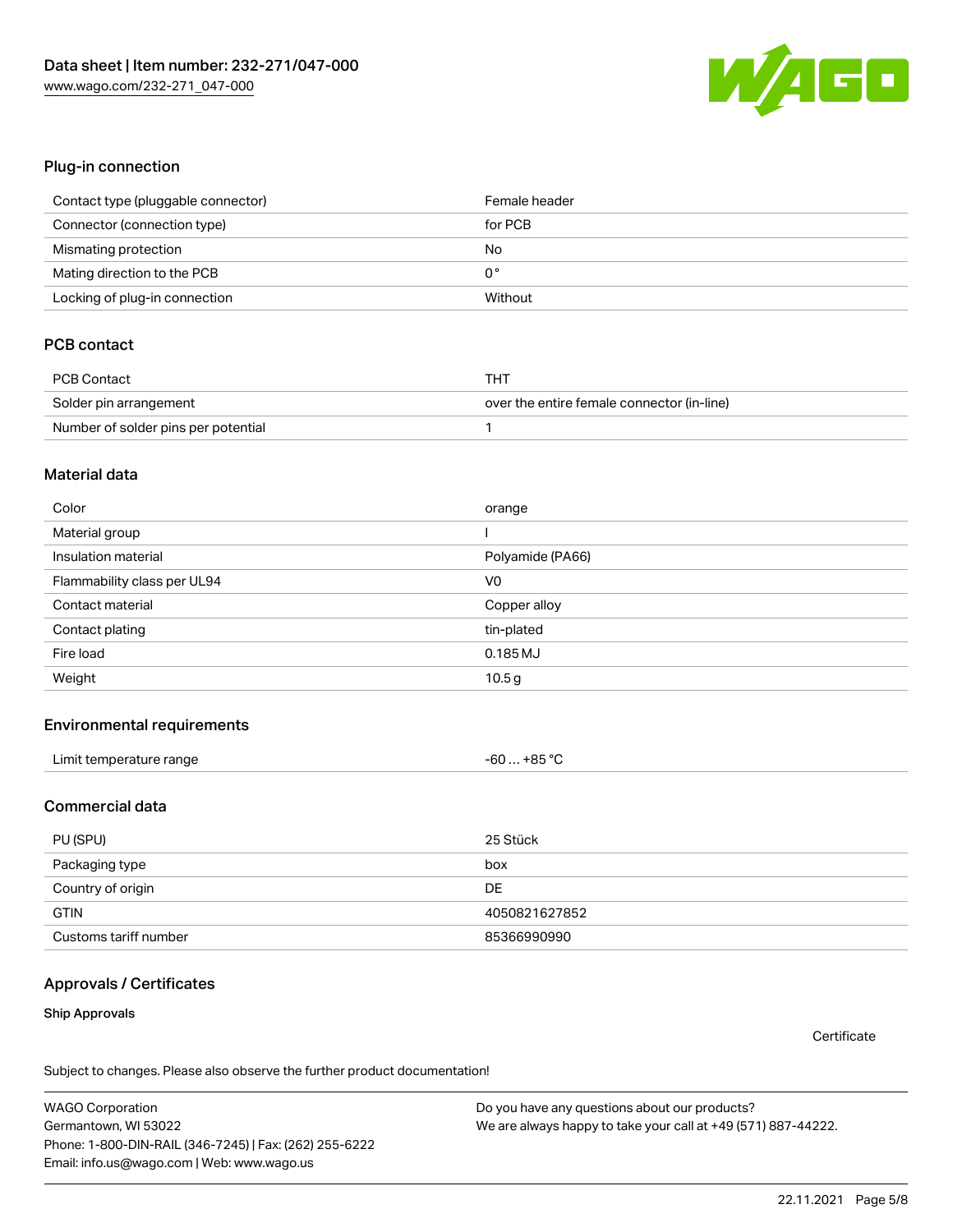## Plug-in connection

| | |
|---|---|
| Contact type (pluggable connector) | Female header |
| Connector (connection type) | for PCB |
| Mismating protection | No |
| Mating direction to the PCB | 0 ° |
| Locking of plug-in connection | Without |

## PCB contact

| | |
|---|---|
| PCB Contact | THT |
| Solder pin arrangement | over the entire female connector (in-line) |
| Number of solder pins per potential | 1 |

## Material data

| | |
|---|---|
| Color | orange |
| Material group | I |
| Insulation material | Polyamide (PA66) |
| Flammability class per UL94 | V0 |
| Contact material | Copper alloy |
| Contact plating | tin-plated |
| Fire load | 0.185 MJ |
| Weight | 10.5 g |

## Environmental requirements

| | |
|---|---|
| Limit temperature range | -60 … +85 °C |

## Commercial data

| | |
|---|---|
| PU (SPU) | 25 Stück |
| Packaging type | box |
| Country of origin | DE |
| GTIN | 4050821627852 |
| Customs tariff number | 85366990990 |

## Approvals / Certificates

### Ship Approvals

Certificate

Subject to changes. Please also observe the further product documentation!

WAGO Corporation
Germantown, WI 53022
Phone: 1-800-DIN-RAIL (346-7245) | Fax: (262) 255-6222
Email: info.us@wago.com | Web: www.wago.us

Do you have any questions about our products?
We are always happy to take your call at +49 (571) 887-44222.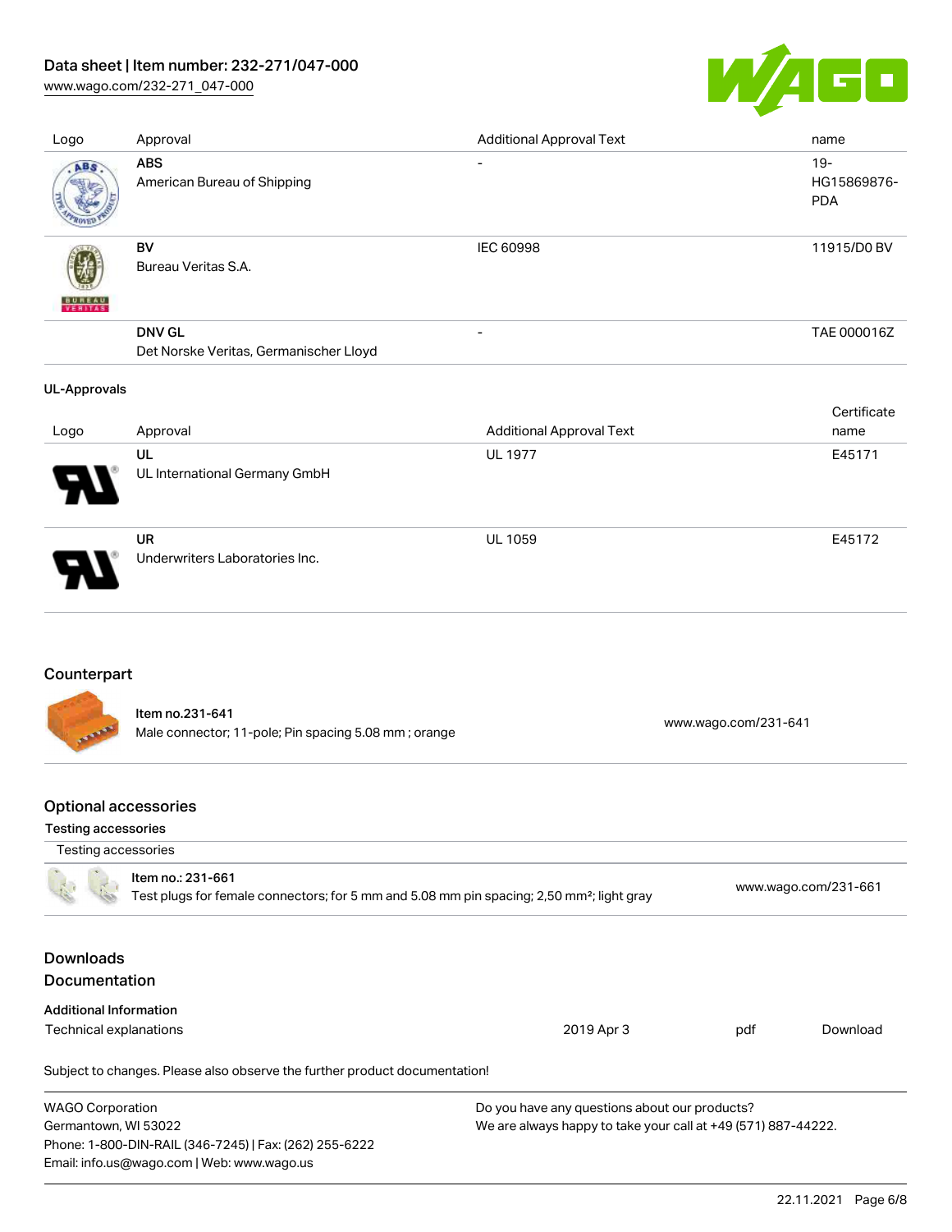| Logo | Approval | Additional Approval Text | name |
| --- | --- | --- | --- |
| | **ABS**<br>American Bureau of Shipping | - | 19-HG15869876-PDA |
| | **BV**<br>Bureau Veritas S.A. | IEC 60998 | 11915/D0 BV |
| | **DNV GL**<br>Det Norske Veritas, Germanischer Lloyd | - | TAE 000016Z |

### UL-Approvals

| Logo | Approval | Additional Approval Text | Certificate name |
| --- | --- | --- | --- |
| | **UL**<br>UL International Germany GmbH | UL 1977 | E45171 |
| | **UR**<br>Underwriters Laboratories Inc. | UL 1059 | E45172 |

## Counterpart

| Item no.231-641<br>Male connector; 11-pole; Pin spacing 5.08 mm ; orange | www.wago.com/231-641 |
| --- | --- |

## Optional accessories

### Testing accessories

| Testing accessories | |
| --- | --- |
| Item no.: 231-661<br>Test plugs for female connectors; for 5 mm and 5.08 mm pin spacing; 2,50 mm²; light gray | www.wago.com/231-661 |

## Downloads

## Documentation

### Additional Information

| Technical explanations | 2019 Apr 3 | pdf | Download |
| --- | --- | --- | --- |

Subject to changes. Please also observe the further product documentation!

WAGO Corporation
Germantown, WI 53022
Phone: 1-800-DIN-RAIL (346-7245) | Fax: (262) 255-6222
Email: info.us@wago.com | Web: www.wago.us

Do you have any questions about our products?
We are always happy to take your call at +49 (571) 887-44222.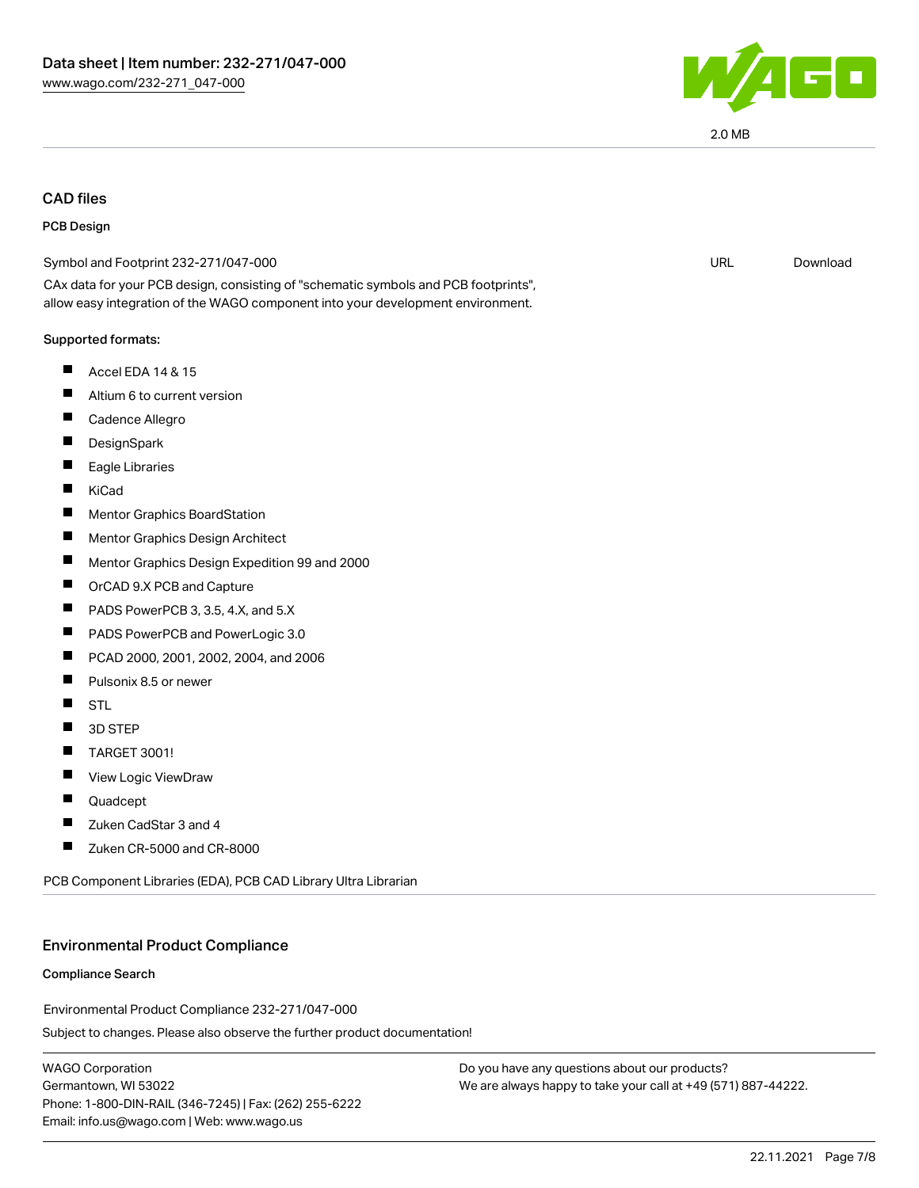2.0 MB

## CAD files

### PCB Design

Symbol and Footprint 232-271/047-000 URL Download

CAx data for your PCB design, consisting of "schematic symbols and PCB footprints", allow easy integration of the WAGO component into your development environment.

**Supported formats:**

- Accel EDA 14 & 15
- Altium 6 to current version
- Cadence Allegro
- DesignSpark
- Eagle Libraries
- KiCad
- Mentor Graphics BoardStation
- Mentor Graphics Design Architect
- Mentor Graphics Design Expedition 99 and 2000
- OrCAD 9.X PCB and Capture
- PADS PowerPCB 3, 3.5, 4.X, and 5.X
- PADS PowerPCB and PowerLogic 3.0
- PCAD 2000, 2001, 2002, 2004, and 2006
- Pulsonix 8.5 or newer
- STL
- 3D STEP
- TARGET 3001!
- View Logic ViewDraw
- Quadcept
- Zuken CadStar 3 and 4
- Zuken CR-5000 and CR-8000

PCB Component Libraries (EDA), PCB CAD Library Ultra Librarian

## Environmental Product Compliance

### Compliance Search

Environmental Product Compliance 232-271/047-000

Subject to changes. Please also observe the further product documentation!

WAGO Corporation
Germantown, WI 53022
Phone: 1-800-DIN-RAIL (346-7245) | Fax: (262) 255-6222
Email: info.us@wago.com | Web: www.wago.us

Do you have any questions about our products?
We are always happy to take your call at +49 (571) 887-44222.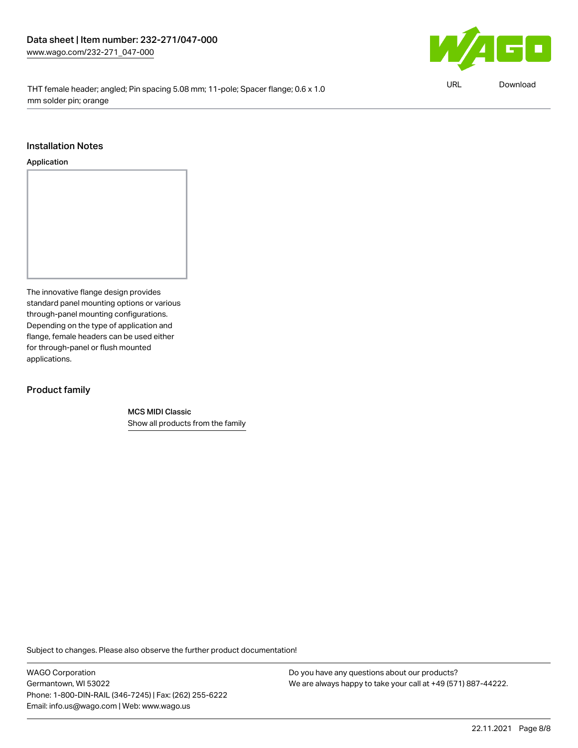## Installation Notes

### Application

The innovative flange design provides standard panel mounting options or various through-panel mounting configurations. Depending on the type of application and flange, female headers can be used either for through-panel or flush mounted applications.

## Product family

MCS MIDI Classic
Show all products from the family

Subject to changes. Please also observe the further product documentation!